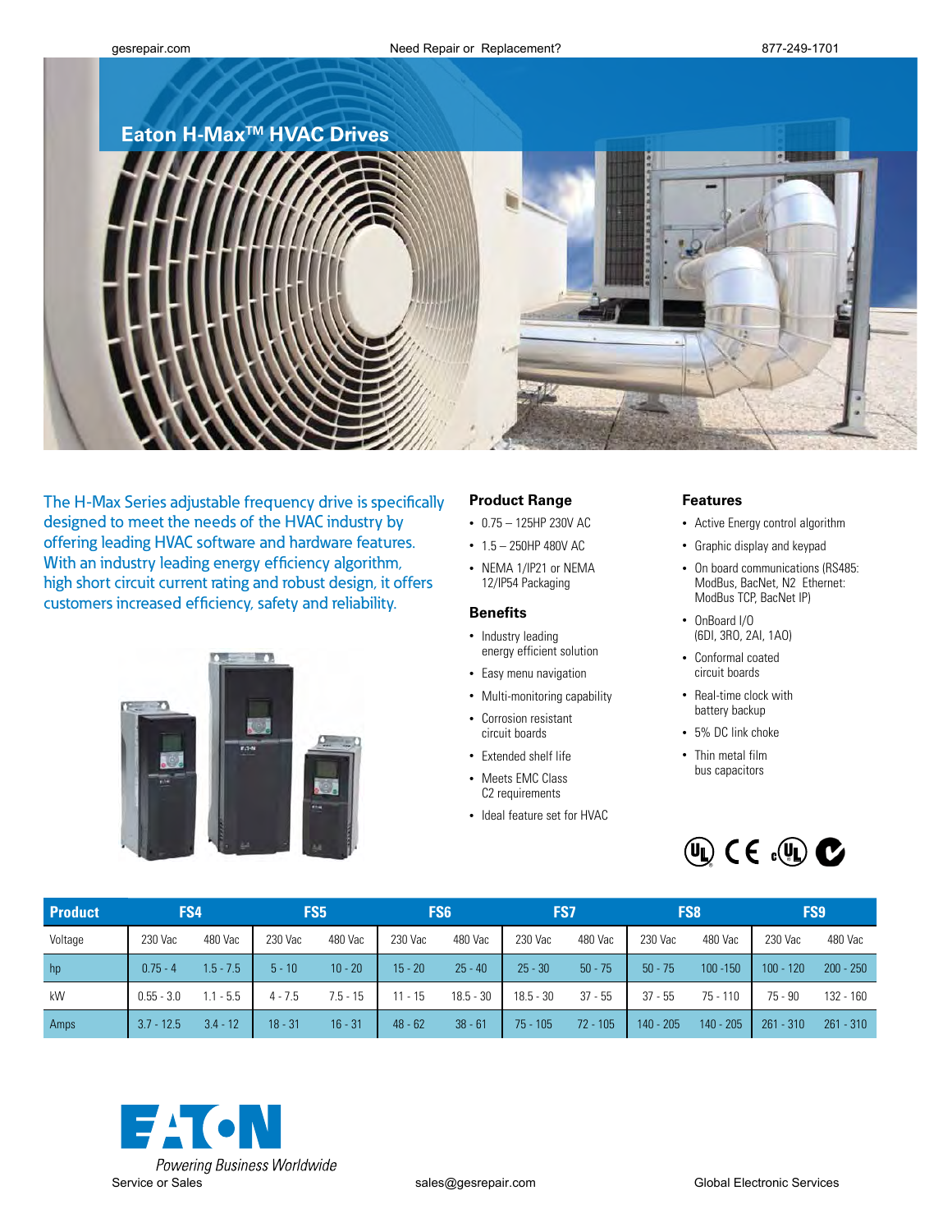# Eaton H-Max™ HVAC Drives

The H-Max Series adjustable frequency drive is specifically designed to meet the needs of the HVAC industry by offering leading HVAC software and hardware features. With an industry leading energy efficiency algorithm, high short circuit current rating and robust design, it offers customers increased efficiency, safety and reliability.

## Product Range

- 0.75 – 125HP 230V AC
- 1.5 – 250HP 480V AC
- NEMA 1/IP21 or NEMA 12/IP54 Packaging

## Benefits

- Industry leading energy efficient solution
- Easy menu navigation
- Multi-monitoring capability
- Corrosion resistant circuit boards
- Extended shelf life
- Meets EMC Class C2 requirements
- Ideal feature set for HVAC

## Features

- Active Energy control algorithm
- Graphic display and keypad
- On board communications (RS485: ModBus, BacNet, N2 Ethernet: ModBus TCP, BacNet IP)
- OnBoard I/O (6DI, 3RO, 2AI, 1AO)
- Conformal coated circuit boards
- Real-time clock with battery backup
- 5% DC link choke
- Thin metal film bus capacitors

| Product | FS4 | | FS5 | | FS6 | | FS7 | | FS8 | | FS9 | |
|---|---|---|---|---|---|---|---|---|---|---|---|---|
| Voltage | 230 Vac | 480 Vac | 230 Vac | 480 Vac | 230 Vac | 480 Vac | 230 Vac | 480 Vac | 230 Vac | 480 Vac | 230 Vac | 480 Vac |
| hp | 0.75 - 4 | 1.5 - 7.5 | 5 - 10 | 10 - 20 | 15 - 20 | 25 - 40 | 25 - 30 | 50 - 75 | 50 - 75 | 100 -150 | 100 - 120 | 200 - 250 |
| kW | 0.55 - 3.0 | 1.1 - 5.5 | 4 - 7.5 | 7.5 - 15 | 11 - 15 | 18.5 - 30 | 18.5 - 30 | 37 - 55 | 37 - 55 | 75 - 110 | 75 - 90 | 132 - 160 |
| Amps | 3.7 - 12.5 | 3.4 - 12 | 18 - 31 | 16 - 31 | 48 - 62 | 38 - 61 | 75 - 105 | 72 - 105 | 140 - 205 | 140 - 205 | 261 - 310 | 261 - 310 |

EATON

*Powering Business Worldwide*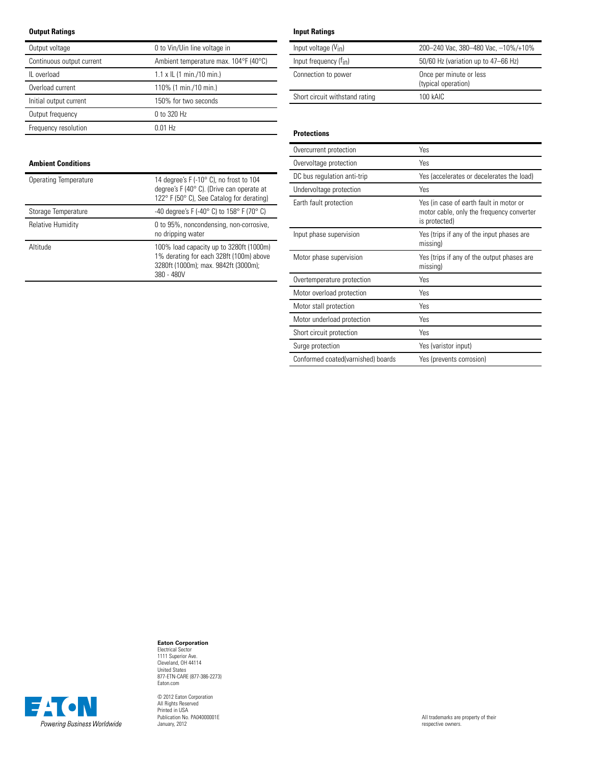#### Output Ratings

| | |
|---|---|
| Output voltage | 0 to Vin/Uin line voltage in |
| Continuous output current | Ambient temperature max. 104°F (40°C) |
| IL overload | 1.1 x IL (1 min./10 min.) |
| Overload current | 110% (1 min./10 min.) |
| Initial output current | 150% for two seconds |
| Output frequency | 0 to 320 Hz |
| Frequency resolution | 0.01 Hz |

#### Ambient Conditions

| | |
|---|---|
| Operating Temperature | 14 degree's F (-10° C), no frost to 104 degree's F (40° C). (Drive can operate at 122° F (50° C), See Catalog for derating) |
| Storage Temperature | -40 degree's F (-40° C) to 158° F (70° C) |
| Relative Humidity | 0 to 95%, noncondensing, non-corrosive, no dripping water |
| Altitude | 100% load capacity up to 3280ft (1000m) 1% derating for each 328ft (100m) above 3280ft (1000m); max. 9842ft (3000m); 380 - 480V |

#### Input Ratings

| | |
|---|---|
| Input voltage ($V_{in}$) | 200–240 Vac, 380–480 Vac, –10%/+10% |
| Input frequency ($f_{in}$) | 50/60 Hz (variation up to 47–66 Hz) |
| Connection to power | Once per minute or less (typical operation) |
| Short circuit withstand rating | 100 kAIC |

#### Protections

| | |
|---|---|
| Overcurrent protection | Yes |
| Overvoltage protection | Yes |
| DC bus regulation anti-trip | Yes (accelerates or decelerates the load) |
| Undervoltage protection | Yes |
| Earth fault protection | Yes (in case of earth fault in motor or motor cable, only the frequency converter is protected) |
| Input phase supervision | Yes (trips if any of the input phases are missing) |
| Motor phase supervision | Yes (trips if any of the output phases are missing) |
| Overtemperature protection | Yes |
| Motor overload protection | Yes |
| Motor stall protection | Yes |
| Motor underload protection | Yes |
| Short circuit protection | Yes |
| Surge protection | Yes (varistor input) |
| Conformed coated(varnished) boards | Yes (prevents corrosion) |

**Eaton Corporation**
Electrical Sector
1111 Superior Ave.
Cleveland, OH 44114
United States
877-ETN-CARE (877-386-2273)
Eaton.com

© 2012 Eaton Corporation
All Rights Reserved
Printed in USA
Publication No. PA04000001E
January, 2012

EATON
*Powering Business Worldwide*

All trademarks are property of their respective owners.